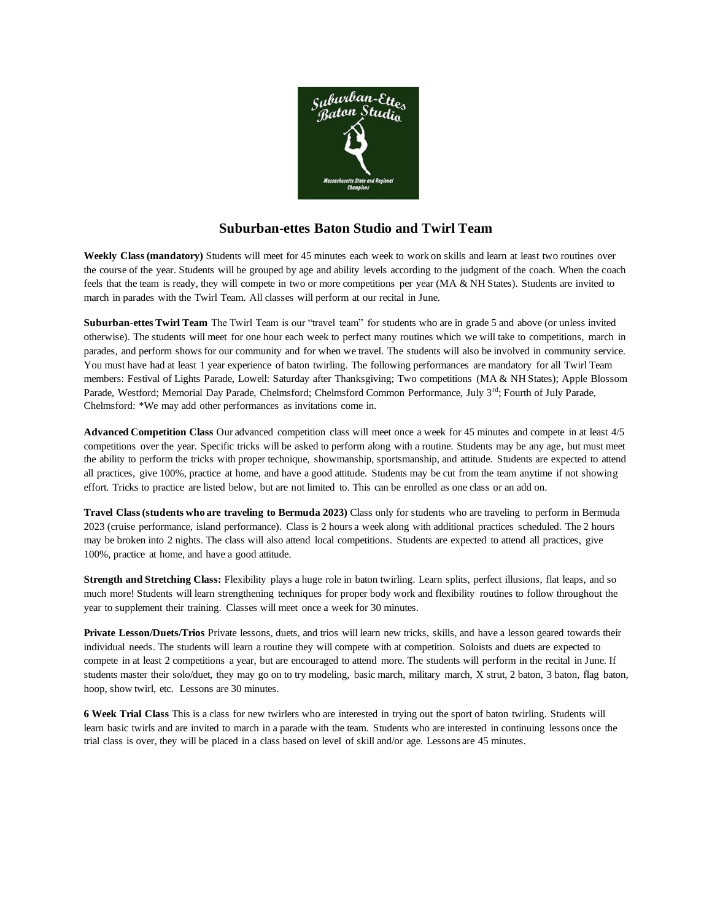# Suburban-ettes Baton Studio and Twirl Team

**Weekly Class (mandatory)** Students will meet for 45 minutes each week to work on skills and learn at least two routines over the course of the year. Students will be grouped by age and ability levels according to the judgment of the coach. When the coach feels that the team is ready, they will compete in two or more competitions per year (MA & NH States). Students are invited to march in parades with the Twirl Team. All classes will perform at our recital in June.

**Suburban-ettes Twirl Team** The Twirl Team is our "travel team" for students who are in grade 5 and above (or unless invited otherwise). The students will meet for one hour each week to perfect many routines which we will take to competitions, march in parades, and perform shows for our community and for when we travel. The students will also be involved in community service. You must have had at least 1 year experience of baton twirling. The following performances are mandatory for all Twirl Team members: Festival of Lights Parade, Lowell: Saturday after Thanksgiving; Two competitions (MA & NH States); Apple Blossom Parade, Westford; Memorial Day Parade, Chelmsford; Chelmsford Common Performance, July 3rd; Fourth of July Parade, Chelmsford: *We may add other performances as invitations come in.

**Advanced Competition Class** Our advanced competition class will meet once a week for 45 minutes and compete in at least 4/5 competitions over the year. Specific tricks will be asked to perform along with a routine. Students may be any age, but must meet the ability to perform the tricks with proper technique, showmanship, sportsmanship, and attitude. Students are expected to attend all practices, give 100%, practice at home, and have a good attitude. Students may be cut from the team anytime if not showing effort. Tricks to practice are listed below, but are not limited to. This can be enrolled as one class or an add on.

**Travel Class (students who are traveling to Bermuda 2023)** Class only for students who are traveling to perform in Bermuda 2023 (cruise performance, island performance). Class is 2 hours a week along with additional practices scheduled. The 2 hours may be broken into 2 nights. The class will also attend local competitions. Students are expected to attend all practices, give 100%, practice at home, and have a good attitude.

**Strength and Stretching Class:** Flexibility plays a huge role in baton twirling. Learn splits, perfect illusions, flat leaps, and so much more! Students will learn strengthening techniques for proper body work and flexibility routines to follow throughout the year to supplement their training. Classes will meet once a week for 30 minutes.

**Private Lesson/Duets/Trios** Private lessons, duets, and trios will learn new tricks, skills, and have a lesson geared towards their individual needs. The students will learn a routine they will compete with at competition. Soloists and duets are expected to compete in at least 2 competitions a year, but are encouraged to attend more. The students will perform in the recital in June. If students master their solo/duet, they may go on to try modeling, basic march, military march, X strut, 2 baton, 3 baton, flag baton, hoop, show twirl, etc. Lessons are 30 minutes.

**6 Week Trial Class** This is a class for new twirlers who are interested in trying out the sport of baton twirling. Students will learn basic twirls and are invited to march in a parade with the team. Students who are interested in continuing lessons once the trial class is over, they will be placed in a class based on level of skill and/or age. Lessons are 45 minutes.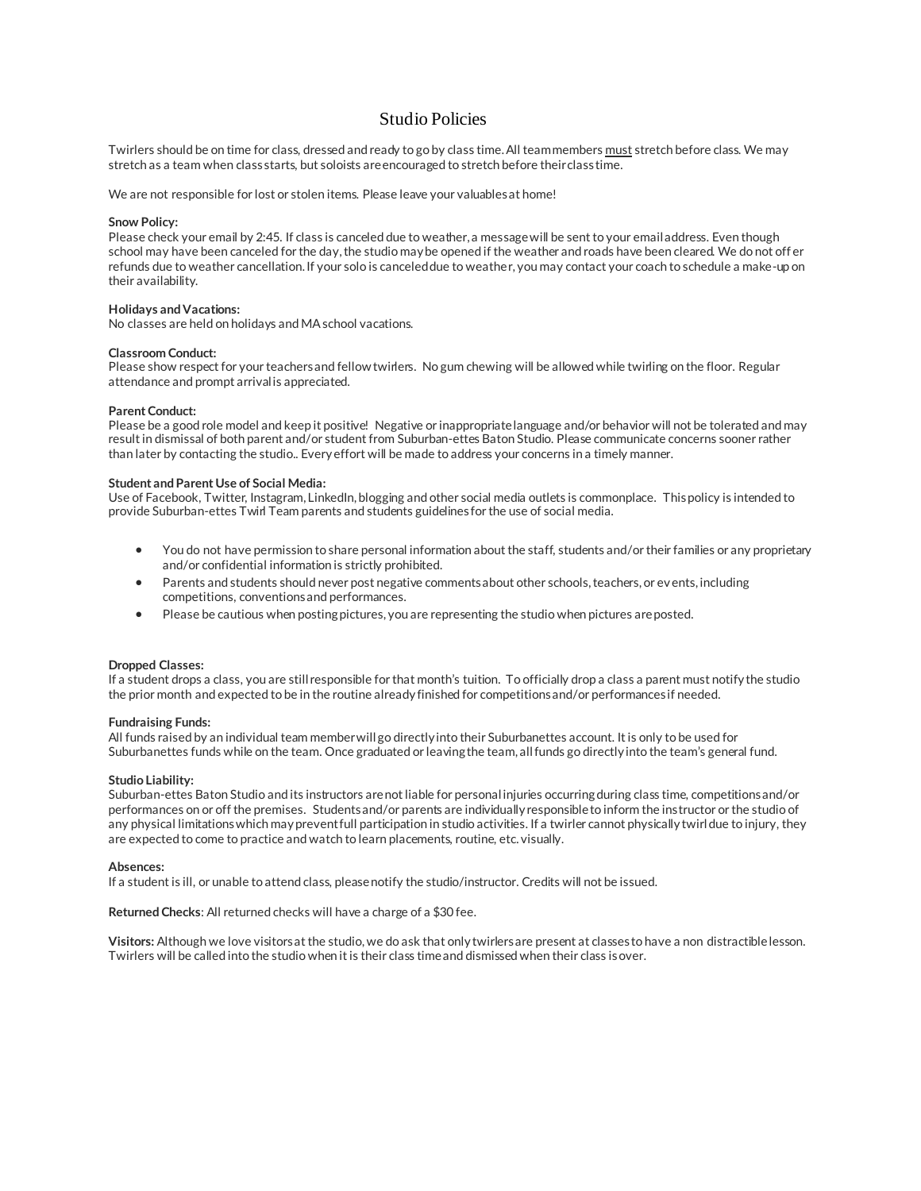# Studio Policies

Twirlers should be on time for class, dressed and ready to go by class time. All team members <u>must</u> stretch before class. We may stretch as a team when class starts, but soloists are encouraged to stretch before their class time.

We are not responsible for lost or stolen items. Please leave your valuables at home!

**Snow Policy:**
Please check your email by 2:45. If class is canceled due to weather, a message will be sent to your email address. Even though school may have been canceled for the day, the studio may be opened if the weather and roads have been cleared. We do not offer refunds due to weather cancellation. If your solo is canceled due to weather, you may contact your coach to schedule a make-up on their availability.

**Holidays and Vacations:**
No classes are held on holidays and MA school vacations.

**Classroom Conduct:**
Please show respect for your teachers and fellow twirlers. No gum chewing will be allowed while twirling on the floor. Regular attendance and prompt arrival is appreciated.

**Parent Conduct:**
Please be a good role model and keep it positive! Negative or inappropriate language and/or behavior will not be tolerated and may result in dismissal of both parent and/or student from Suburban-ettes Baton Studio. Please communicate concerns sooner rather than later by contacting the studio.. Every effort will be made to address your concerns in a timely manner.

**Student and Parent Use of Social Media:**
Use of Facebook, Twitter, Instagram, LinkedIn, blogging and other social media outlets is commonplace. This policy is intended to provide Suburban-ettes Twirl Team parents and students guidelines for the use of social media.

- You do not have permission to share personal information about the staff, students and/or their families or any proprietary and/or confidential information is strictly prohibited.
- Parents and students should never post negative comments about other schools, teachers, or events, including competitions, conventions and performances.
- Please be cautious when posting pictures, you are representing the studio when pictures are posted.

**Dropped Classes:**
If a student drops a class, you are still responsible for that month's tuition. To officially drop a class a parent must notify the studio the prior month and expected to be in the routine already finished for competitions and/or performances if needed.

**Fundraising Funds:**
All funds raised by an individual team member will go directly into their Suburbanettes account. It is only to be used for Suburbanettes funds while on the team. Once graduated or leaving the team, all funds go directly into the team's general fund.

**Studio Liability:**
Suburban-ettes Baton Studio and its instructors are not liable for personal injuries occurring during class time, competitions and/or performances on or off the premises. Students and/or parents are individually responsible to inform the instructor or the studio of any physical limitations which may prevent full participation in studio activities. If a twirler cannot physically twirl due to injury, they are expected to come to practice and watch to learn placements, routine, etc. visually.

**Absences:**
If a student is ill, or unable to attend class, please notify the studio/instructor. Credits will not be issued.

**Returned Checks**: All returned checks will have a charge of a $30 fee.

**Visitors:** Although we love visitors at the studio, we do ask that only twirlers are present at classes to have a non distractible lesson. Twirlers will be called into the studio when it is their class time and dismissed when their class is over.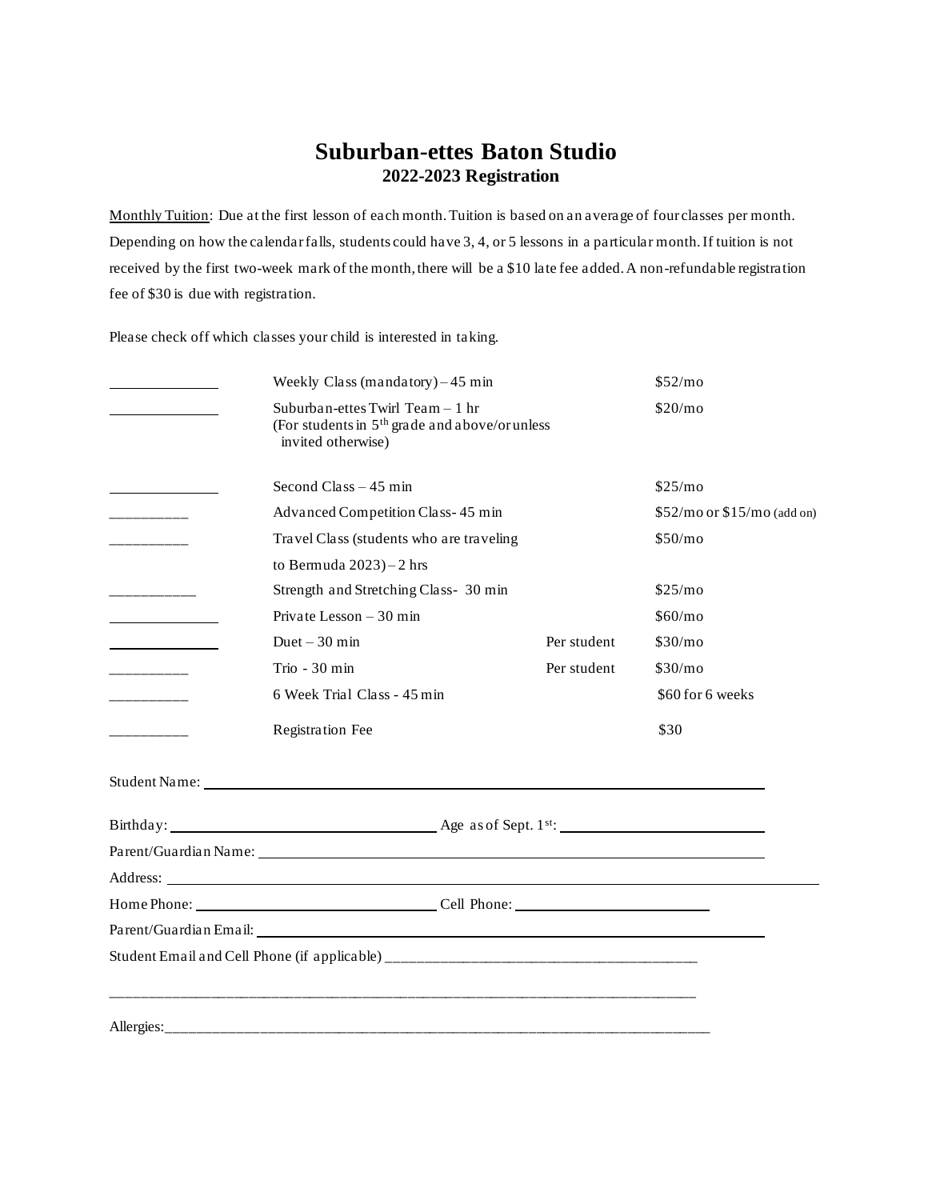# Suburban-ettes Baton Studio

## 2022-2023 Registration

Monthly Tuition: Due at the first lesson of each month. Tuition is based on an average of four classes per month. Depending on how the calendar falls, students could have 3, 4, or 5 lessons in a particular month. If tuition is not received by the first two-week mark of the month, there will be a $10 late fee added. A non-refundable registration fee of $30 is due with registration.

Please check off which classes your child is interested in taking.

| | Class | | Fee |
|---|---|---|---|
| ______________ | Weekly Class (mandatory) – 45 min | | $52/mo |
| ______________ | Suburban-ettes Twirl Team – 1 hr (For students in 5th grade and above/or unless invited otherwise) | | $20/mo |
| ______________ | Second Class – 45 min | | $25/mo |
| __________ | Advanced Competition Class- 45 min | | $52/mo or $15/mo (add on) |
| __________ | Travel Class (students who are traveling to Bermuda 2023) – 2 hrs | | $50/mo |
| ___________ | Strength and Stretching Class- 30 min | | $25/mo |
| ______________ | Private Lesson – 30 min | | $60/mo |
| ______________ | Duet – 30 min | Per student | $30/mo |
| __________ | Trio - 30 min | Per student | $30/mo |
| __________ | 6 Week Trial Class - 45 min | | $60 for 6 weeks |
| __________ | Registration Fee | | $30 |

Student Name: ________________________________________________

Birthday: ______________________ Age as of Sept. 1st: ______________________

Parent/Guardian Name: ________________________________________________

Address: ________________________________________________

Home Phone: ______________________ Cell Phone: ______________________

Parent/Guardian Email: ________________________________________________

Student Email and Cell Phone (if applicable) ________________________________________

________________________________________________________________________________

Allergies:________________________________________________________________________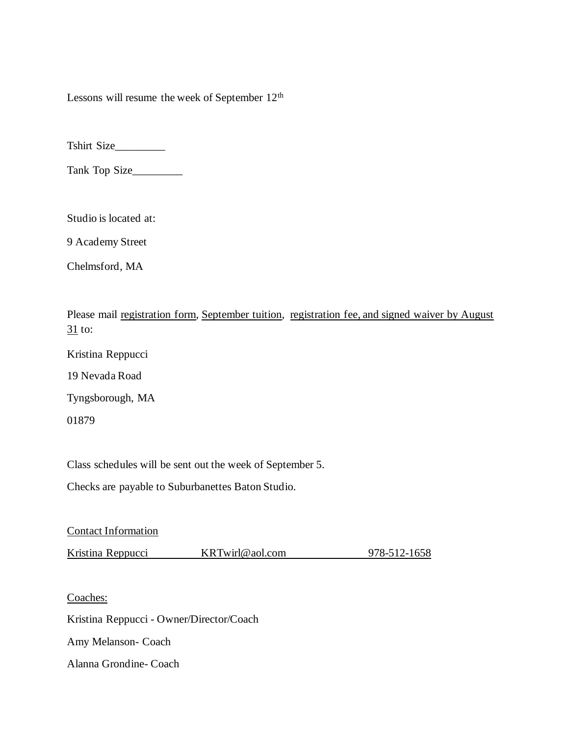Lessons will resume the week of September 12th

Tshirt Size_________

Tank Top Size_________

Studio is located at:

9 Academy Street

Chelmsford, MA

Please mail registration form, September tuition, registration fee, and signed waiver by August 31 to:

Kristina Reppucci

19 Nevada Road

Tyngsborough, MA

01879

Class schedules will be sent out the week of September 5.

Checks are payable to Suburbanettes Baton Studio.

Contact Information

| Kristina Reppucci | KRTwirl@aol.com | 978-512-1658 |
| --- | --- | --- |

Coaches:

Kristina Reppucci - Owner/Director/Coach

Amy Melanson- Coach

Alanna Grondine- Coach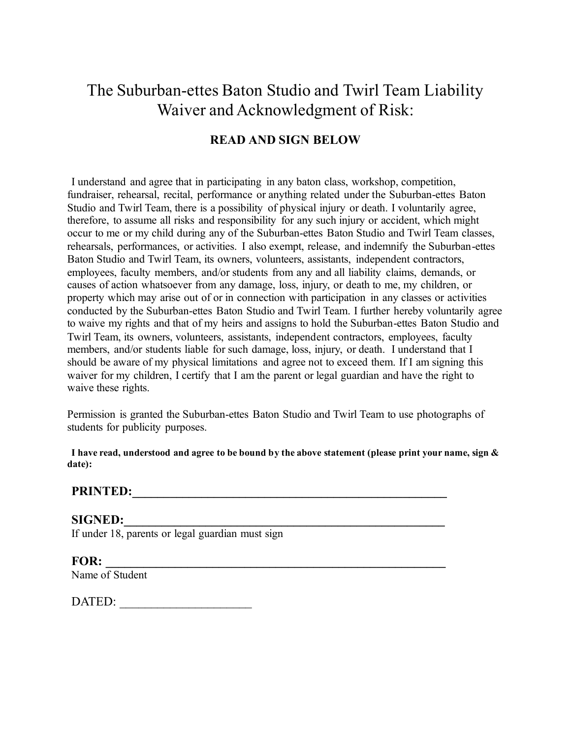# The Suburban-ettes Baton Studio and Twirl Team Liability Waiver and Acknowledgment of Risk:

**READ AND SIGN BELOW**

I understand and agree that in participating in any baton class, workshop, competition, fundraiser, rehearsal, recital, performance or anything related under the Suburban-ettes Baton Studio and Twirl Team, there is a possibility of physical injury or death. I voluntarily agree, therefore, to assume all risks and responsibility for any such injury or accident, which might occur to me or my child during any of the Suburban-ettes Baton Studio and Twirl Team classes, rehearsals, performances, or activities. I also exempt, release, and indemnify the Suburban-ettes Baton Studio and Twirl Team, its owners, volunteers, assistants, independent contractors, employees, faculty members, and/or students from any and all liability claims, demands, or causes of action whatsoever from any damage, loss, injury, or death to me, my children, or property which may arise out of or in connection with participation in any classes or activities conducted by the Suburban-ettes Baton Studio and Twirl Team. I further hereby voluntarily agree to waive my rights and that of my heirs and assigns to hold the Suburban-ettes Baton Studio and Twirl Team, its owners, volunteers, assistants, independent contractors, employees, faculty members, and/or students liable for such damage, loss, injury, or death. I understand that I should be aware of my physical limitations and agree not to exceed them. If I am signing this waiver for my children, I certify that I am the parent or legal guardian and have the right to waive these rights.

Permission is granted the Suburban-ettes Baton Studio and Twirl Team to use photographs of students for publicity purposes.

**I have read, understood and agree to be bound by the above statement (please print your name, sign & date):**

**PRINTED:**\_\_\_\_\_\_\_\_\_\_\_\_\_\_\_\_\_\_\_\_\_\_\_\_\_\_\_\_\_\_\_\_\_\_\_\_\_\_\_\_\_\_\_\_\_\_\_\_\_\_\_\_

**SIGNED:**\_\_\_\_\_\_\_\_\_\_\_\_\_\_\_\_\_\_\_\_\_\_\_\_\_\_\_\_\_\_\_\_\_\_\_\_\_\_\_\_\_\_\_\_\_\_\_\_\_\_\_\_
If under 18, parents or legal guardian must sign

**FOR:** \_\_\_\_\_\_\_\_\_\_\_\_\_\_\_\_\_\_\_\_\_\_\_\_\_\_\_\_\_\_\_\_\_\_\_\_\_\_\_\_\_\_\_\_\_\_\_\_\_\_\_\_\_\_
Name of Student

DATED: \_\_\_\_\_\_\_\_\_\_\_\_\_\_\_\_\_\_\_\_\_\_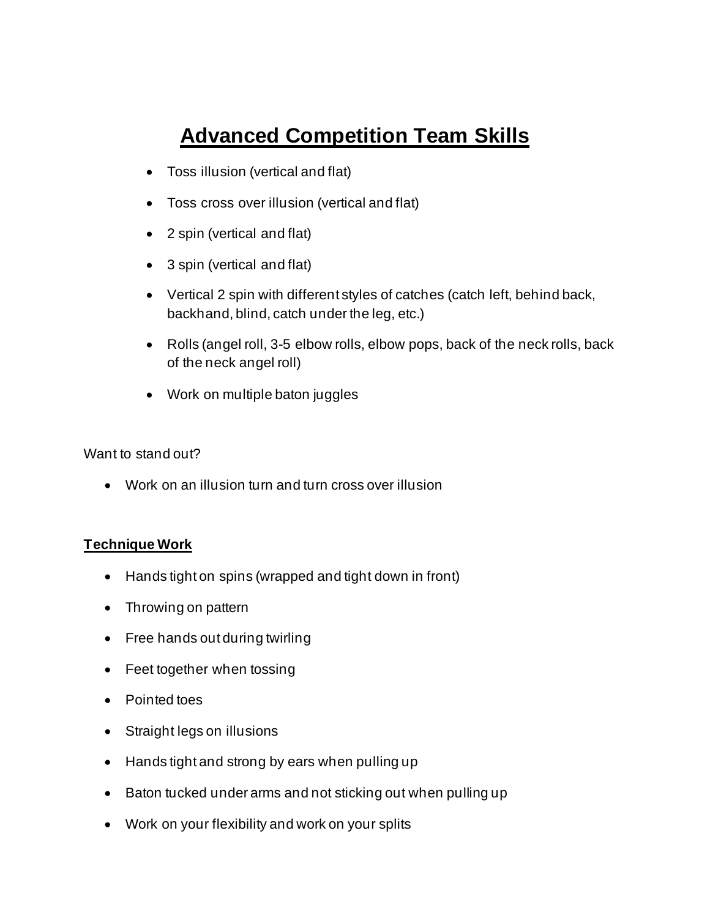# Advanced Competition Team Skills

- Toss illusion (vertical and flat)
- Toss cross over illusion (vertical and flat)
- 2 spin (vertical and flat)
- 3 spin (vertical and flat)
- Vertical 2 spin with different styles of catches (catch left, behind back, backhand, blind, catch under the leg, etc.)
- Rolls (angel roll, 3-5 elbow rolls, elbow pops, back of the neck rolls, back of the neck angel roll)
- Work on multiple baton juggles

Want to stand out?

- Work on an illusion turn and turn cross over illusion

## Technique Work

- Hands tight on spins (wrapped and tight down in front)
- Throwing on pattern
- Free hands out during twirling
- Feet together when tossing
- Pointed toes
- Straight legs on illusions
- Hands tight and strong by ears when pulling up
- Baton tucked under arms and not sticking out when pulling up
- Work on your flexibility and work on your splits